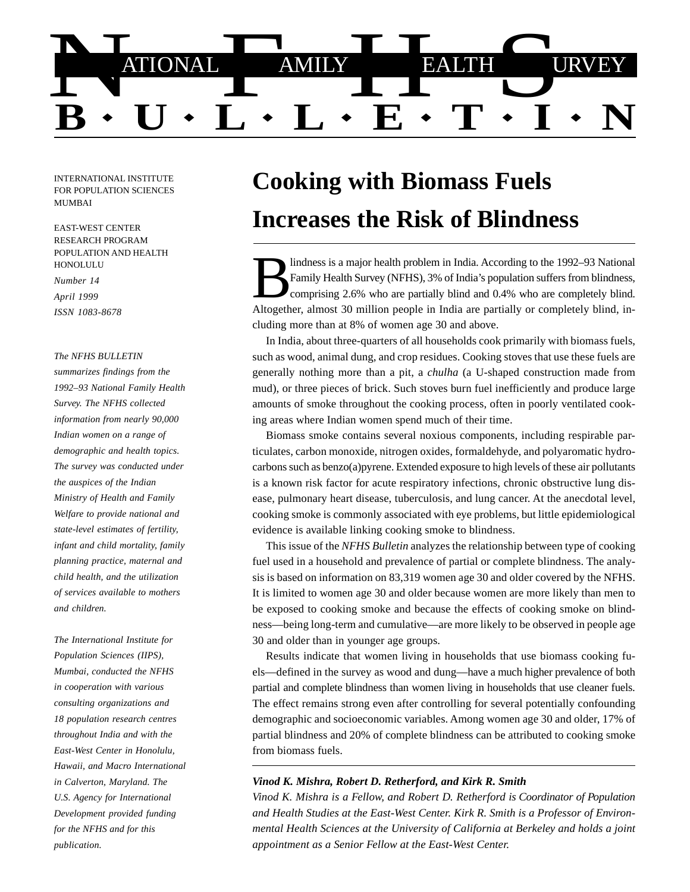# NATIONAL FAMILY HEALTH SURVEY BULLETIN

INTERNATIONAL INSTITUTE FOR POPULATION SCIENCES MUMBAI

EAST-WEST CENTER RESEARCH PROGRAM POPULATION AND HEALTH HONOLULU

*Number 14*
*April 1999*
*ISSN 1083-8678*

*The NFHS BULLETIN summarizes findings from the 1992–93 National Family Health Survey. The NFHS collected information from nearly 90,000 Indian women on a range of demographic and health topics. The survey was conducted under the auspices of the Indian Ministry of Health and Family Welfare to provide national and state-level estimates of fertility, infant and child mortality, family planning practice, maternal and child health, and the utilization of services available to mothers and children.*

*The International Institute for Population Sciences (IIPS), Mumbai, conducted the NFHS in cooperation with various consulting organizations and 18 population research centres throughout India and with the East-West Center in Honolulu, Hawaii, and Macro International in Calverton, Maryland. The U.S. Agency for International Development provided funding for the NFHS and for this publication.*

## Cooking with Biomass Fuels Increases the Risk of Blindness

Blindness is a major health problem in India. According to the 1992–93 National Family Health Survey (NFHS), 3% of India's population suffers from blindness, comprising 2.6% who are partially blind and 0.4% who are completely blind. Altogether, almost 30 million people in India are partially or completely blind, including more than at 8% of women age 30 and above.

In India, about three-quarters of all households cook primarily with biomass fuels, such as wood, animal dung, and crop residues. Cooking stoves that use these fuels are generally nothing more than a pit, a *chulha* (a U-shaped construction made from mud), or three pieces of brick. Such stoves burn fuel inefficiently and produce large amounts of smoke throughout the cooking process, often in poorly ventilated cooking areas where Indian women spend much of their time.

Biomass smoke contains several noxious components, including respirable particulates, carbon monoxide, nitrogen oxides, formaldehyde, and polyaromatic hydrocarbons such as benzo(a)pyrene. Extended exposure to high levels of these air pollutants is a known risk factor for acute respiratory infections, chronic obstructive lung disease, pulmonary heart disease, tuberculosis, and lung cancer. At the anecdotal level, cooking smoke is commonly associated with eye problems, but little epidemiological evidence is available linking cooking smoke to blindness.

This issue of the *NFHS Bulletin* analyzes the relationship between type of cooking fuel used in a household and prevalence of partial or complete blindness. The analysis is based on information on 83,319 women age 30 and older covered by the NFHS. It is limited to women age 30 and older because women are more likely than men to be exposed to cooking smoke and because the effects of cooking smoke on blindness—being long-term and cumulative—are more likely to be observed in people age 30 and older than in younger age groups.

Results indicate that women living in households that use biomass cooking fuels—defined in the survey as wood and dung—have a much higher prevalence of both partial and complete blindness than women living in households that use cleaner fuels. The effect remains strong even after controlling for several potentially confounding demographic and socioeconomic variables. Among women age 30 and older, 17% of partial blindness and 20% of complete blindness can be attributed to cooking smoke from biomass fuels.

***Vinod K. Mishra, Robert D. Retherford, and Kirk R. Smith***

*Vinod K. Mishra is a Fellow, and Robert D. Retherford is Coordinator of Population and Health Studies at the East-West Center. Kirk R. Smith is a Professor of Environmental Health Sciences at the University of California at Berkeley and holds a joint appointment as a Senior Fellow at the East-West Center.*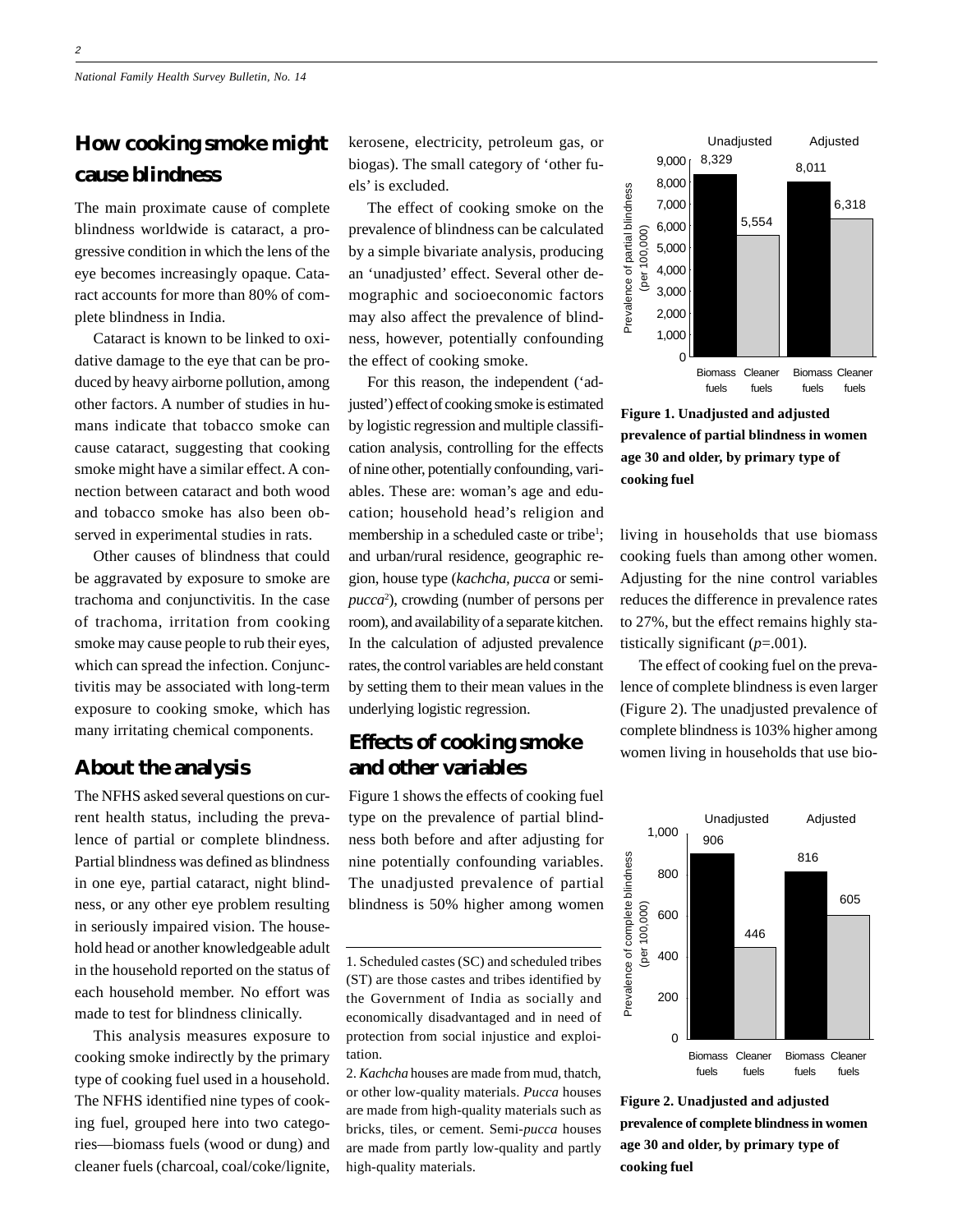## How cooking smoke might cause blindness

The main proximate cause of complete blindness worldwide is cataract, a progressive condition in which the lens of the eye becomes increasingly opaque. Cataract accounts for more than 80% of complete blindness in India.

Cataract is known to be linked to oxidative damage to the eye that can be produced by heavy airborne pollution, among other factors. A number of studies in humans indicate that tobacco smoke can cause cataract, suggesting that cooking smoke might have a similar effect. A connection between cataract and both wood and tobacco smoke has also been observed in experimental studies in rats.

Other causes of blindness that could be aggravated by exposure to smoke are trachoma and conjunctivitis. In the case of trachoma, irritation from cooking smoke may cause people to rub their eyes, which can spread the infection. Conjunctivitis may be associated with long-term exposure to cooking smoke, which has many irritating chemical components.

## About the analysis

The NFHS asked several questions on current health status, including the prevalence of partial or complete blindness. Partial blindness was defined as blindness in one eye, partial cataract, night blindness, or any other eye problem resulting in seriously impaired vision. The household head or another knowledgeable adult in the household reported on the status of each household member. No effort was made to test for blindness clinically.

This analysis measures exposure to cooking smoke indirectly by the primary type of cooking fuel used in a household. The NFHS identified nine types of cooking fuel, grouped here into two categories—biomass fuels (wood or dung) and cleaner fuels (charcoal, coal/coke/lignite, kerosene, electricity, petroleum gas, or biogas). The small category of 'other fuels' is excluded.

The effect of cooking smoke on the prevalence of blindness can be calculated by a simple bivariate analysis, producing an 'unadjusted' effect. Several other demographic and socioeconomic factors may also affect the prevalence of blindness, however, potentially confounding the effect of cooking smoke.

For this reason, the independent ('adjusted') effect of cooking smoke is estimated by logistic regression and multiple classification analysis, controlling for the effects of nine other, potentially confounding, variables. These are: woman's age and education; household head's religion and membership in a scheduled caste or tribe[1]; and urban/rural residence, geographic region, house type (*kachcha*, *pucca* or semi-*pucca*[2]), crowding (number of persons per room), and availability of a separate kitchen. In the calculation of adjusted prevalence rates, the control variables are held constant by setting them to their mean values in the underlying logistic regression.

## Effects of cooking smoke and other variables

Figure 1 shows the effects of cooking fuel type on the prevalence of partial blindness both before and after adjusting for nine potentially confounding variables. The unadjusted prevalence of partial blindness is 50% higher among women living in households that use biomass cooking fuels than among other women. Adjusting for the nine control variables reduces the difference in prevalence rates to 27%, but the effect remains highly statistically significant ($p$=.001).

| Prevalence of partial blindness (per 100,000) | Biomass fuels | Cleaner fuels |
|---|---|---|
| Unadjusted | 8,329 | 5,554 |
| Adjusted | 8,011 | 6,318 |

**Figure 1. Unadjusted and adjusted prevalence of partial blindness in women age 30 and older, by primary type of cooking fuel**

The effect of cooking fuel on the prevalence of complete blindness is even larger (Figure 2). The unadjusted prevalence of complete blindness is 103% higher among women living in households that use bio-

| Prevalence of complete blindness (per 100,000) | Biomass fuels | Cleaner fuels |
|---|---|---|
| Unadjusted | 906 | 446 |
| Adjusted | 816 | 605 |

**Figure 2. Unadjusted and adjusted prevalence of complete blindness in women age 30 and older, by primary type of cooking fuel**

---

1. Scheduled castes (SC) and scheduled tribes (ST) are those castes and tribes identified by the Government of India as socially and economically disadvantaged and in need of protection from social injustice and exploitation.

2. *Kachcha* houses are made from mud, thatch, or other low-quality materials. *Pucca* houses are made from high-quality materials such as bricks, tiles, or cement. Semi-*pucca* houses are made from partly low-quality and partly high-quality materials.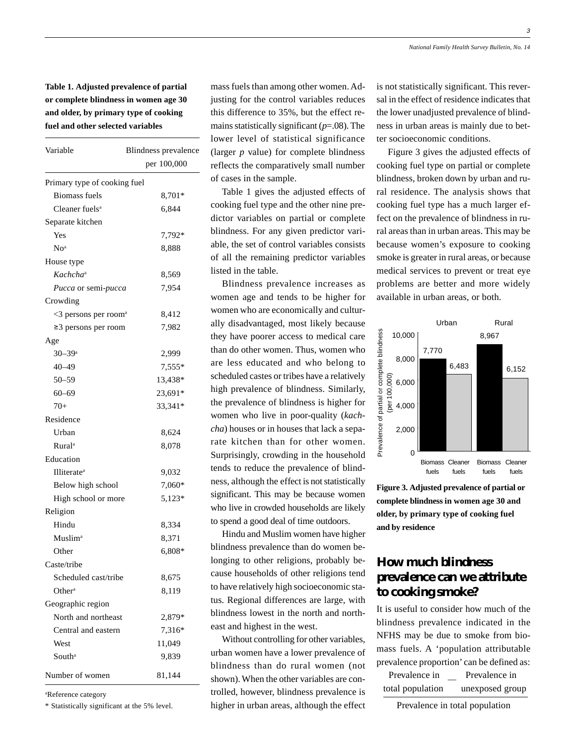**Table 1. Adjusted prevalence of partial or complete blindness in women age 30 and older, by primary type of cooking fuel and other selected variables**

| Variable | Blindness prevalence per 100,000 |
|---|---|
| Primary type of cooking fuel | |
| Biomass fuels | 8,701* |
| Cleaner fuels[a] | 6,844 |
| Separate kitchen | |
| Yes | 7,792* |
| No[a] | 8,888 |
| House type | |
| *Kachcha*[a] | 8,569 |
| *Pucca* or semi-*pucca* | 7,954 |
| Crowding | |
| <3 persons per room[a] | 8,412 |
| ≥3 persons per room | 7,982 |
| Age | |
| 30–39[a] | 2,999 |
| 40–49 | 7,555* |
| 50–59 | 13,438* |
| 60–69 | 23,691* |
| 70+ | 33,341* |
| Residence | |
| Urban | 8,624 |
| Rural[a] | 8,078 |
| Education | |
| Illiterate[a] | 9,032 |
| Below high school | 7,060* |
| High school or more | 5,123* |
| Religion | |
| Hindu | 8,334 |
| Muslim[a] | 8,371 |
| Other | 6,808* |
| Caste/tribe | |
| Scheduled cast/tribe | 8,675 |
| Other[a] | 8,119 |
| Geographic region | |
| North and northeast | 2,879* |
| Central and eastern | 7,316* |
| West | 11,049 |
| South[a] | 9,839 |
| Number of women | 81,144 |

[a]Reference category

* Statistically significant at the 5% level.

mass fuels than among other women. Adjusting for the control variables reduces this difference to 35%, but the effect remains statistically significant ($p$=.08). The lower level of statistical significance (larger $p$ value) for complete blindness reflects the comparatively small number of cases in the sample.

Table 1 gives the adjusted effects of cooking fuel type and the other nine predictor variables on partial or complete blindness. For any given predictor variable, the set of control variables consists of all the remaining predictor variables listed in the table.

Blindness prevalence increases as women age and tends to be higher for women who are economically and culturally disadvantaged, most likely because they have poorer access to medical care than do other women. Thus, women who are less educated and who belong to scheduled castes or tribes have a relatively high prevalence of blindness. Similarly, the prevalence of blindness is higher for women who live in poor-quality (*kachcha*) houses or in houses that lack a separate kitchen than for other women. Surprisingly, crowding in the household tends to reduce the prevalence of blindness, although the effect is not statistically significant. This may be because women who live in crowded households are likely to spend a good deal of time outdoors.

Hindu and Muslim women have higher blindness prevalence than do women belonging to other religions, probably because households of other religions tend to have relatively high socioeconomic status. Regional differences are large, with blindness lowest in the north and northeast and highest in the west.

Without controlling for other variables, urban women have a lower prevalence of blindness than do rural women (not shown). When the other variables are controlled, however, blindness prevalence is higher in urban areas, although the effect is not statistically significant. This reversal in the effect of residence indicates that the lower unadjusted prevalence of blindness in urban areas is mainly due to better socioeconomic conditions.

Figure 3 gives the adjusted effects of cooking fuel type on partial or complete blindness, broken down by urban and rural residence. The analysis shows that cooking fuel type has a much larger effect on the prevalence of blindness in rural areas than in urban areas. This may be because women's exposure to cooking smoke is greater in rural areas, or because medical services to prevent or treat eye problems are better and more widely available in urban areas, or both.

| | Urban | | Rural | |
|---|---|---|---|---|
| | Biomass fuels | Cleaner fuels | Biomass fuels | Cleaner fuels |
| Prevalence of partial or complete blindness (per 100,000) | 7,770 | 6,483 | 8,967 | 6,152 |

**Figure 3. Adjusted prevalence of partial or complete blindness in women age 30 and older, by primary type of cooking fuel and by residence**

## How much blindness prevalence can we attribute to cooking smoke?

It is useful to consider how much of the blindness prevalence indicated in the NFHS may be due to smoke from biomass fuels. A 'population attributable prevalence proportion' can be defined as:

$$\frac{\text{Prevalence in total population} - \text{Prevalence in unexposed group}}{\text{Prevalence in total population}}$$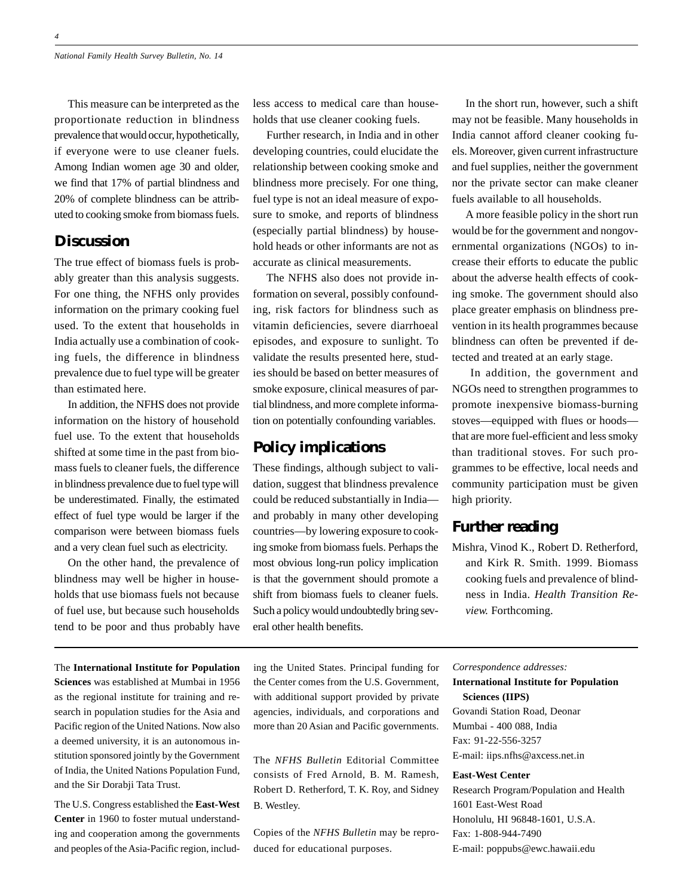This measure can be interpreted as the proportionate reduction in blindness prevalence that would occur, hypothetically, if everyone were to use cleaner fuels. Among Indian women age 30 and older, we find that 17% of partial blindness and 20% of complete blindness can be attributed to cooking smoke from biomass fuels.

## Discussion

The true effect of biomass fuels is probably greater than this analysis suggests. For one thing, the NFHS only provides information on the primary cooking fuel used. To the extent that households in India actually use a combination of cooking fuels, the difference in blindness prevalence due to fuel type will be greater than estimated here.

In addition, the NFHS does not provide information on the history of household fuel use. To the extent that households shifted at some time in the past from biomass fuels to cleaner fuels, the difference in blindness prevalence due to fuel type will be underestimated. Finally, the estimated effect of fuel type would be larger if the comparison were between biomass fuels and a very clean fuel such as electricity.

On the other hand, the prevalence of blindness may well be higher in households that use biomass fuels not because of fuel use, but because such households tend to be poor and thus probably have less access to medical care than households that use cleaner cooking fuels.

Further research, in India and in other developing countries, could elucidate the relationship between cooking smoke and blindness more precisely. For one thing, fuel type is not an ideal measure of exposure to smoke, and reports of blindness (especially partial blindness) by household heads or other informants are not as accurate as clinical measurements.

The NFHS also does not provide information on several, possibly confounding, risk factors for blindness such as vitamin deficiencies, severe diarrhoeal episodes, and exposure to sunlight. To validate the results presented here, studies should be based on better measures of smoke exposure, clinical measures of partial blindness, and more complete information on potentially confounding variables.

## Policy implications

These findings, although subject to validation, suggest that blindness prevalence could be reduced substantially in India—and probably in many other developing countries—by lowering exposure to cooking smoke from biomass fuels. Perhaps the most obvious long-run policy implication is that the government should promote a shift from biomass fuels to cleaner fuels. Such a policy would undoubtedly bring several other health benefits.

In the short run, however, such a shift may not be feasible. Many households in India cannot afford cleaner cooking fuels. Moreover, given current infrastructure and fuel supplies, neither the government nor the private sector can make cleaner fuels available to all households.

A more feasible policy in the short run would be for the government and nongovernmental organizations (NGOs) to increase their efforts to educate the public about the adverse health effects of cooking smoke. The government should also place greater emphasis on blindness prevention in its health programmes because blindness can often be prevented if detected and treated at an early stage.

In addition, the government and NGOs need to strengthen programmes to promote inexpensive biomass-burning stoves—equipped with flues or hoods—that are more fuel-efficient and less smoky than traditional stoves. For such programmes to be effective, local needs and community participation must be given high priority.

## Further reading

Mishra, Vinod K., Robert D. Retherford, and Kirk R. Smith. 1999. Biomass cooking fuels and prevalence of blindness in India. *Health Transition Review.* Forthcoming.

---

The **International Institute for Population Sciences** was established at Mumbai in 1956 as the regional institute for training and research in population studies for the Asia and Pacific region of the United Nations. Now also a deemed university, it is an autonomous institution sponsored jointly by the Government of India, the United Nations Population Fund, and the Sir Dorabji Tata Trust.

The U.S. Congress established the **East-West Center** in 1960 to foster mutual understanding and cooperation among the governments and peoples of the Asia-Pacific region, including the United States. Principal funding for the Center comes from the U.S. Government, with additional support provided by private agencies, individuals, and corporations and more than 20 Asian and Pacific governments.

The *NFHS Bulletin* Editorial Committee consists of Fred Arnold, B. M. Ramesh, Robert D. Retherford, T. K. Roy, and Sidney B. Westley.

Copies of the *NFHS Bulletin* may be reproduced for educational purposes.

*Correspondence addresses:*

**International Institute for Population Sciences (IIPS)**
Govandi Station Road, Deonar
Mumbai - 400 088, India
Fax: 91-22-556-3257
E-mail: iips.nfhs@axcess.net.in

**East-West Center**
Research Program/Population and Health
1601 East-West Road
Honolulu, HI 96848-1601, U.S.A.
Fax: 1-808-944-7490
E-mail: poppubs@ewc.hawaii.edu